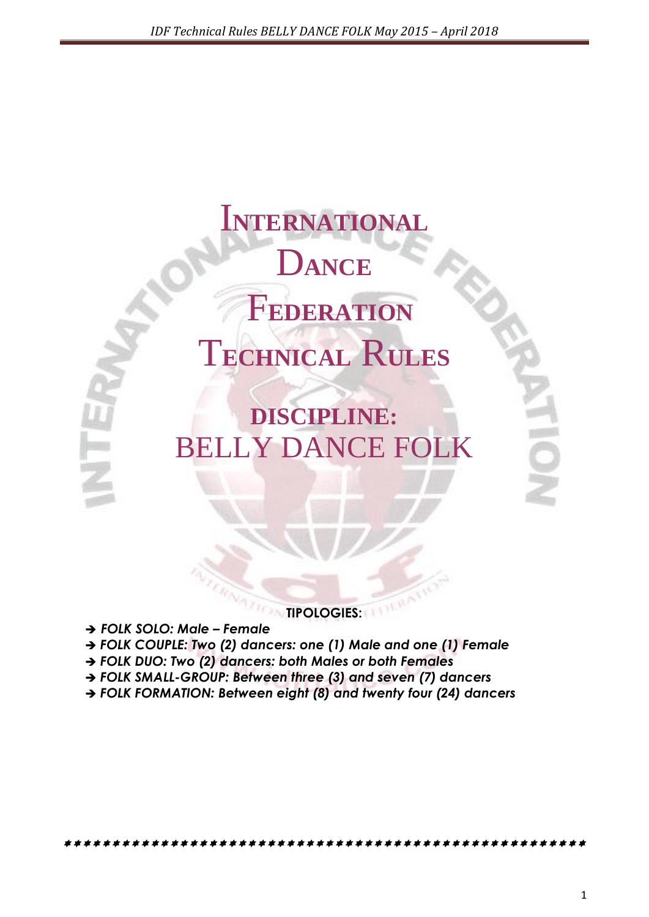# International Dance Federation Technical Rules

## DISCIPLINE: BELLY DANCE FOLK

**TIPOLOGIES:**

- ***FOLK SOLO: Male – Female***
- ***FOLK COUPLE: Two (2) dancers: one (1) Male and one (1) Female***
- ***FOLK DUO: Two (2) dancers: both Males or both Females***
- ***FOLK SMALL-GROUP: Between three (3) and seven (7) dancers***
- ***FOLK FORMATION: Between eight (8) and twenty four (24) dancers***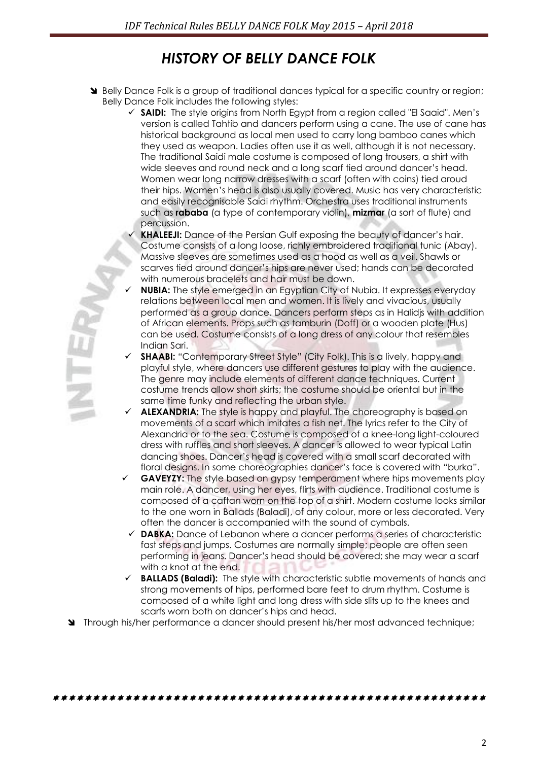# *HISTORY OF BELLY DANCE FOLK*

- Belly Dance Folk is a group of traditional dances typical for a specific country or region; Belly Dance Folk includes the following styles:
  - ✓ **SAIDI:** The style origins from North Egypt from a region called "El Saaid". Men's version is called Tahtib and dancers perform using a cane. The use of cane has historical background as local men used to carry long bamboo canes which they used as weapon. Ladies often use it as well, although it is not necessary. The traditional Saidi male costume is composed of long trousers, a shirt with wide sleeves and round neck and a long scarf tied around dancer's head. Women wear long narrow dresses with a scarf (often with coins) tied aroud their hips. Women's head is also usually covered. Music has very characteristic and easily recognisable Saidi rhythm. Orchestra uses traditional instruments such as **rababa** (a type of contemporary violin), **mizmar** (a sort of flute) and percussion.
  - ✓ **KHALEEJI:** Dance of the Persian Gulf exposing the beauty of dancer's hair. Costume consists of a long loose, richly embroidered traditional tunic (Abay). Massive sleeves are sometimes used as a hood as well as a veil. Shawls or scarves tied around dancer's hips are never used; hands can be decorated with numerous bracelets and hair must be down.
  - ✓ **NUBIA:** The style emerged in an Egyptian City of Nubia. It expresses everyday relations between local men and women. It is lively and vivacious, usually performed as a group dance. Dancers perform steps as in Halidjs with addition of African elements. Props such as tamburin (Doff) or a wooden plate (Hus) can be used. Costume consists of a long dress of any colour that resembles Indian Sari.
  - ✓ **SHAABI:** "Contemporary Street Style" (City Folk). This is a lively, happy and playful style, where dancers use different gestures to play with the audience. The genre may include elements of different dance techniques. Current costume trends allow short skirts; the costume should be oriental but in the same time funky and reflecting the urban style.
  - ✓ **ALEXANDRIA:** The style is happy and playful. The choreography is based on movements of a scarf which imitates a fish net. The lyrics refer to the City of Alexandria or to the sea. Costume is composed of a knee-long light-coloured dress with ruffles and short sleeves. A dancer is allowed to wear typical Latin dancing shoes. Dancer's head is covered with a small scarf decorated with floral designs. In some choreographies dancer's face is covered with "burka".
  - ✓ **GAVEYZY:** The style based on gypsy temperament where hips movements play main role. A dancer, using her eyes, flirts with audience. Traditional costume is composed of a caftan worn on the top of a shirt. Modern costume looks similar to the one worn in Ballads (Baladi), of any colour, more or less decorated. Very often the dancer is accompanied with the sound of cymbals.
  - ✓ **DABKA:** Dance of Lebanon where a dancer performs a series of characteristic fast steps and jumps. Costumes are normally simple; people are often seen performing in jeans. Dancer's head should be covered; she may wear a scarf with a knot at the end.
  - ✓ **BALLADS (Baladi):** The style with characteristic subtle movements of hands and strong movements of hips, performed bare feet to drum rhythm. Costume is composed of a white light and long dress with side slits up to the knees and scarfs worn both on dancer's hips and head.
- Through his/her performance a dancer should present his/her most advanced technique;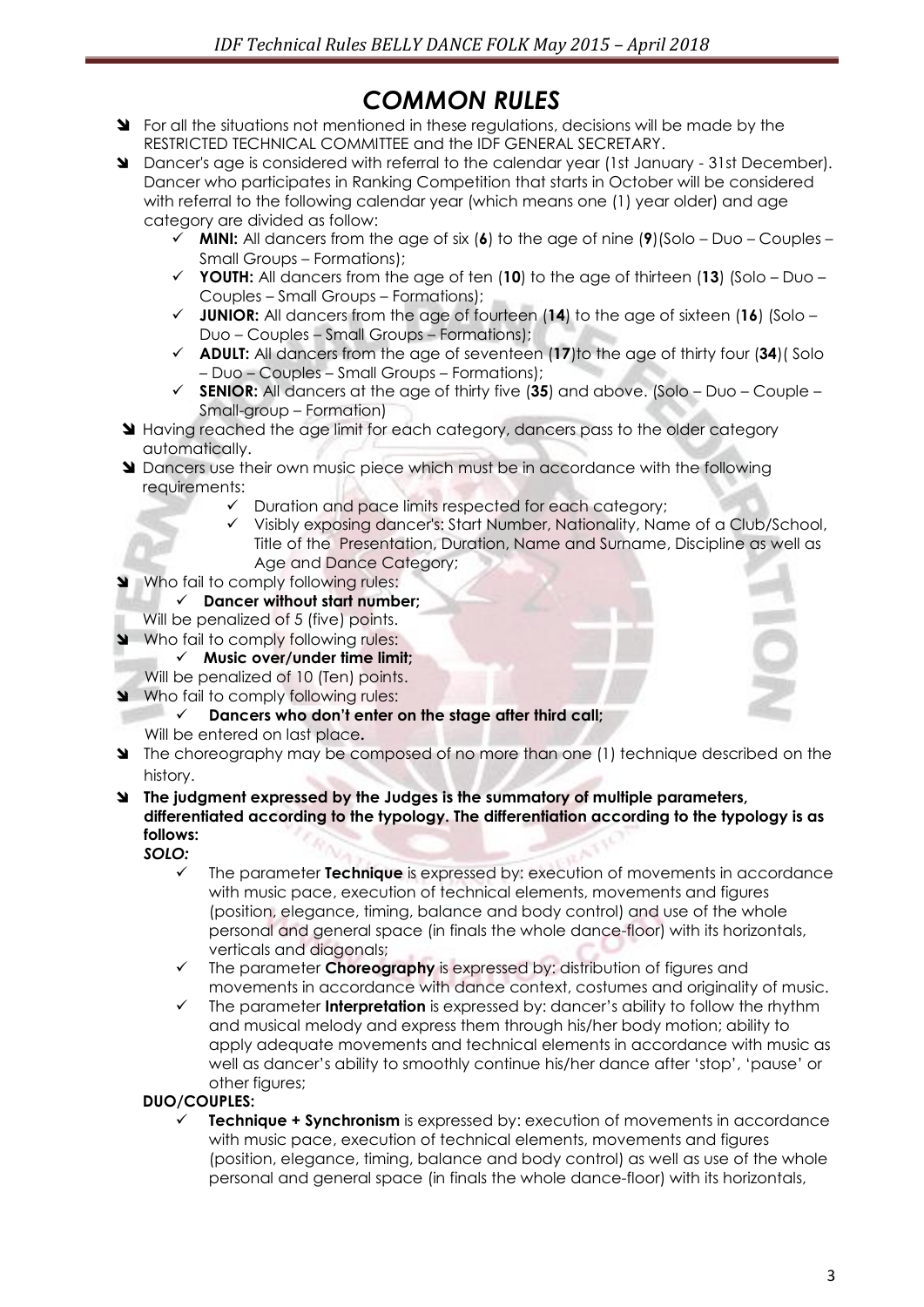# COMMON RULES

- For all the situations not mentioned in these regulations, decisions will be made by the RESTRICTED TECHNICAL COMMITTEE and the IDF GENERAL SECRETARY.
- Dancer's age is considered with referral to the calendar year (1st January - 31st December). Dancer who participates in Ranking Competition that starts in October will be considered with referral to the following calendar year (which means one (1) year older) and age category are divided as follow:
  - ✓ **MINI:** All dancers from the age of six (**6**) to the age of nine (**9**)(Solo – Duo – Couples – Small Groups – Formations);
  - ✓ **YOUTH:** All dancers from the age of ten (**10**) to the age of thirteen (**13**) (Solo – Duo – Couples – Small Groups – Formations);
  - ✓ **JUNIOR:** All dancers from the age of fourteen (**14**) to the age of sixteen (**16**) (Solo – Duo – Couples – Small Groups – Formations);
  - ✓ **ADULT:** All dancers from the age of seventeen (**17**)to the age of thirty four (**34**)( Solo – Duo – Couples – Small Groups – Formations);
  - ✓ **SENIOR:** All dancers at the age of thirty five (**35**) and above. (Solo – Duo – Couple – Small-group – Formation)
- Having reached the age limit for each category, dancers pass to the older category automatically.
- Dancers use their own music piece which must be in accordance with the following requirements:
  - ✓ Duration and pace limits respected for each category;
  - ✓ Visibly exposing dancer's: Start Number, Nationality, Name of a Club/School, Title of the Presentation, Duration, Name and Surname, Discipline as well as Age and Dance Category;
- Who fail to comply following rules:
  - ✓ **Dancer without start number;**

  Will be penalized of 5 (five) points.
- Who fail to comply following rules:
  - ✓ **Music over/under time limit;**

  Will be penalized of 10 (Ten) points.
- Who fail to comply following rules:
  - ✓ **Dancers who don't enter on the stage after third call;**

  Will be entered on last place**.**
- The choreography may be composed of no more than one (1) technique described on the history.
- **The judgment expressed by the Judges is the summatory of multiple parameters, differentiated according to the typology. The differentiation according to the typology is as follows:**

***SOLO:***

- ✓ The parameter **Technique** is expressed by: execution of movements in accordance with music pace, execution of technical elements, movements and figures (position, elegance, timing, balance and body control) and use of the whole personal and general space (in finals the whole dance-floor) with its horizontals, verticals and diagonals;
- ✓ The parameter **Choreography** is expressed by: distribution of figures and movements in accordance with dance context, costumes and originality of music.
- ✓ The parameter **Interpretation** is expressed by: dancer's ability to follow the rhythm and musical melody and express them through his/her body motion; ability to apply adequate movements and technical elements in accordance with music as well as dancer's ability to smoothly continue his/her dance after 'stop', 'pause' or other figures;

**DUO/COUPLES:**

- ✓ **Technique + Synchronism** is expressed by: execution of movements in accordance with music pace, execution of technical elements, movements and figures (position, elegance, timing, balance and body control) as well as use of the whole personal and general space (in finals the whole dance-floor) with its horizontals,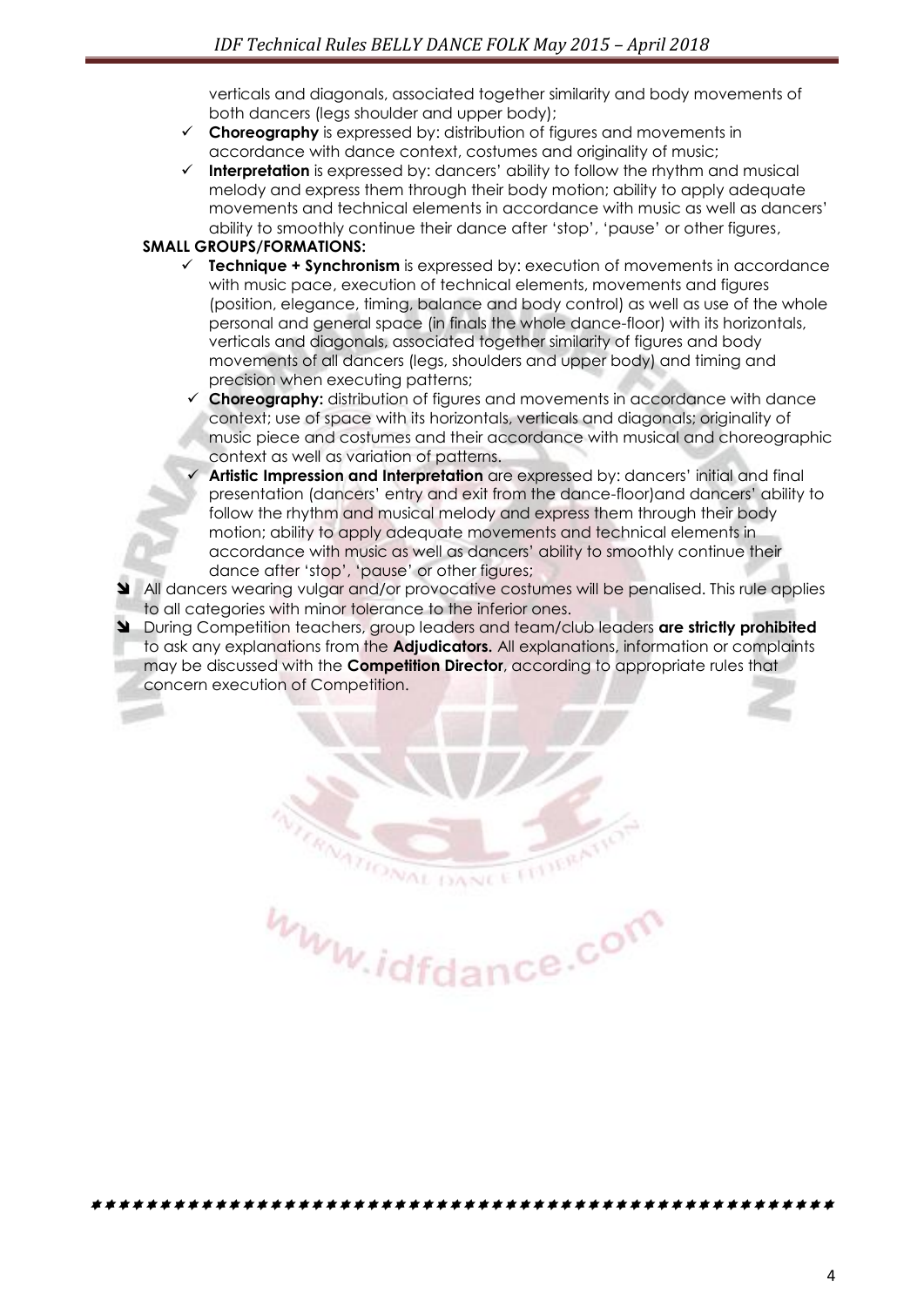verticals and diagonals, associated together similarity and body movements of both dancers (legs shoulder and upper body);

- **Choreography** is expressed by: distribution of figures and movements in accordance with dance context, costumes and originality of music;
- **Interpretation** is expressed by: dancers' ability to follow the rhythm and musical melody and express them through their body motion; ability to apply adequate movements and technical elements in accordance with music as well as dancers' ability to smoothly continue their dance after 'stop', 'pause' or other figures,

**SMALL GROUPS/FORMATIONS:**

- **Technique + Synchronism** is expressed by: execution of movements in accordance with music pace, execution of technical elements, movements and figures (position, elegance, timing, balance and body control) as well as use of the whole personal and general space (in finals the whole dance-floor) with its horizontals, verticals and diagonals, associated together similarity of figures and body movements of all dancers (legs, shoulders and upper body) and timing and precision when executing patterns;
- **Choreography:** distribution of figures and movements in accordance with dance context; use of space with its horizontals, verticals and diagonals; originality of music piece and costumes and their accordance with musical and choreographic context as well as variation of patterns.
- **Artistic Impression and Interpretation** are expressed by: dancers' initial and final presentation (dancers' entry and exit from the dance-floor)and dancers' ability to follow the rhythm and musical melody and express them through their body motion; ability to apply adequate movements and technical elements in accordance with music as well as dancers' ability to smoothly continue their dance after 'stop', 'pause' or other figures;

- All dancers wearing vulgar and/or provocative costumes will be penalised. This rule applies to all categories with minor tolerance to the inferior ones.
- During Competition teachers, group leaders and team/club leaders **are strictly prohibited** to ask any explanations from the **Adjudicators.** All explanations, information or complaints may be discussed with the **Competition Director**, according to appropriate rules that concern execution of Competition.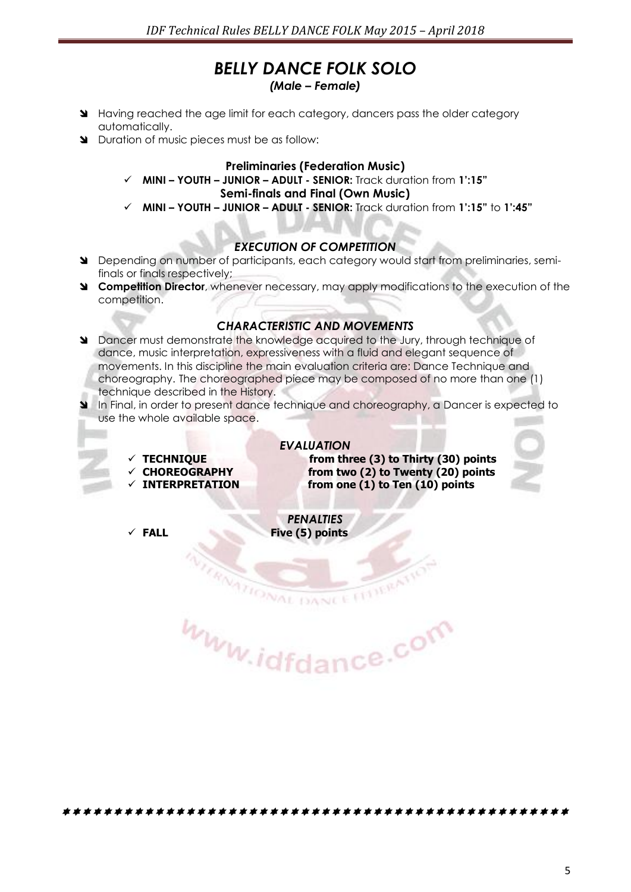# *BELLY DANCE FOLK SOLO*

***(Male – Female)***

- Having reached the age limit for each category, dancers pass the older category automatically.
- Duration of music pieces must be as follow:

**Preliminaries (Federation Music)**

- ✓ **MINI – YOUTH – JUNIOR – ADULT - SENIOR:** Track duration from **1':15"**

**Semi-finals and Final (Own Music)**

- ✓ **MINI – YOUTH – JUNIOR – ADULT - SENIOR:** Track duration from **1':15"** to **1':45"**

## *EXECUTION OF COMPETITION*

- Depending on number of participants, each category would start from preliminaries, semi-finals or finals respectively;
- **Competition Director**, whenever necessary, may apply modifications to the execution of the competition.

## *CHARACTERISTIC AND MOVEMENTS*

- Dancer must demonstrate the knowledge acquired to the Jury, through technique of dance, music interpretation, expressiveness with a fluid and elegant sequence of movements. In this discipline the main evaluation criteria are: Dance Technique and choreography. The choreographed piece may be composed of no more than one (1) technique described in the History.
- In Final, in order to present dance technique and choreography, a Dancer is expected to use the whole available space.

## *EVALUATION*

- ✓ **TECHNIQUE** — **from three (3) to Thirty (30) points**
- ✓ **CHOREOGRAPHY** — **from two (2) to Twenty (20) points**
- ✓ **INTERPRETATION** — **from one (1) to Ten (10) points**

## *PENALTIES*

- ✓ **FALL** — **Five (5) points**

\*\*\*\*\*\*\*\*\*\*\*\*\*\*\*\*\*\*\*\*\*\*\*\*\*\*\*\*\*\*\*\*\*\*\*\*\*\*\*\*\*\*\*\*\*\*\*\*\*\*\*\*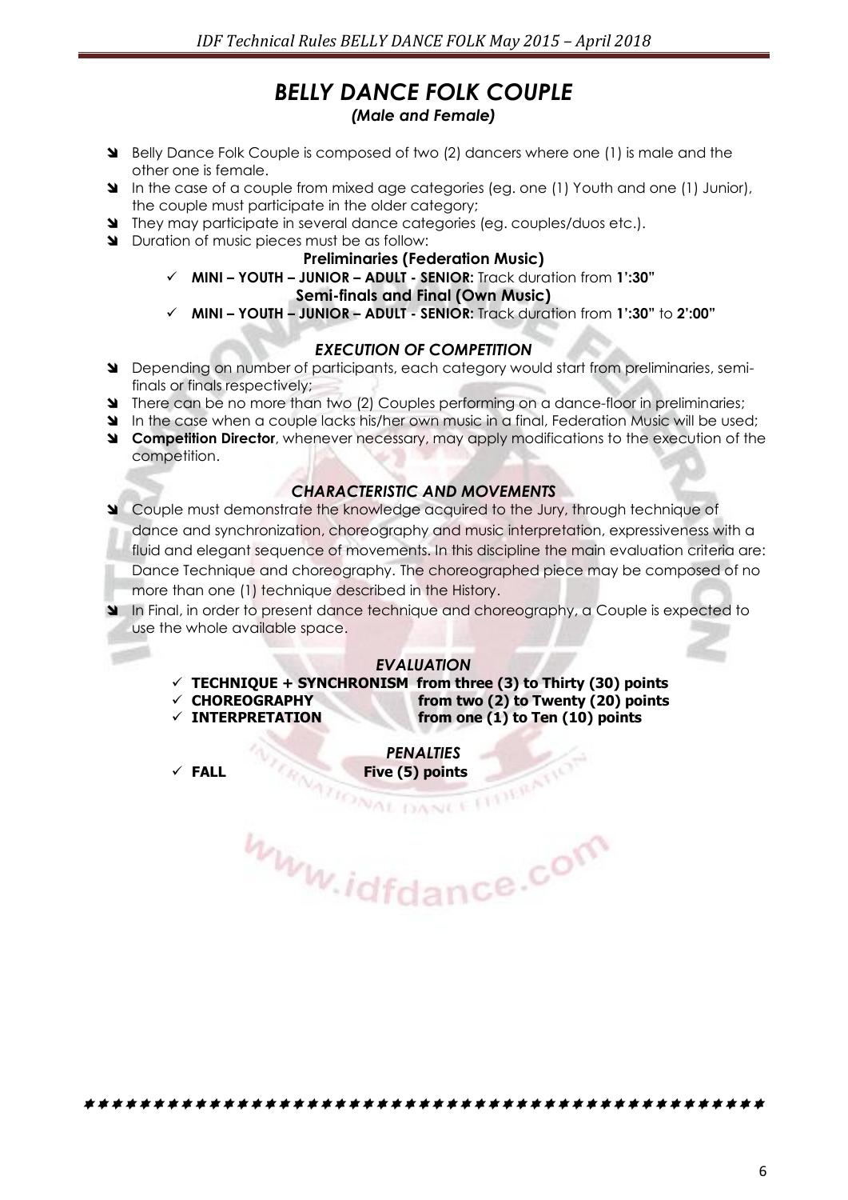# *BELLY DANCE FOLK COUPLE*

### *(Male and Female)*

- Belly Dance Folk Couple is composed of two (2) dancers where one (1) is male and the other one is female.
- In the case of a couple from mixed age categories (eg. one (1) Youth and one (1) Junior), the couple must participate in the older category;
- They may participate in several dance categories (eg. couples/duos etc.).
- Duration of music pieces must be as follow:

**Preliminaries (Federation Music)**

- ✓ **MINI – YOUTH – JUNIOR – ADULT - SENIOR:** Track duration from **1':30"**

**Semi-finals and Final (Own Music)**

- ✓ **MINI – YOUTH – JUNIOR – ADULT - SENIOR:** Track duration from **1':30"** to **2':00"**

## *EXECUTION OF COMPETITION*

- Depending on number of participants, each category would start from preliminaries, semi-finals or finals respectively;
- There can be no more than two (2) Couples performing on a dance-floor in preliminaries;
- In the case when a couple lacks his/her own music in a final, Federation Music will be used;
- **Competition Director**, whenever necessary, may apply modifications to the execution of the competition.

## *CHARACTERISTIC AND MOVEMENTS*

- Couple must demonstrate the knowledge acquired to the Jury, through technique of dance and synchronization, choreography and music interpretation, expressiveness with a fluid and elegant sequence of movements. In this discipline the main evaluation criteria are: Dance Technique and choreography. The choreographed piece may be composed of no more than one (1) technique described in the History.
- In Final, in order to present dance technique and choreography, a Couple is expected to use the whole available space.

## *EVALUATION*

- ✓ **TECHNIQUE + SYNCHRONISM from three (3) to Thirty (30) points**
- ✓ **CHOREOGRAPHY from two (2) to Twenty (20) points**
- ✓ **INTERPRETATION from one (1) to Ten (10) points**

## *PENALTIES*

- ✓ **FALL Five (5) points**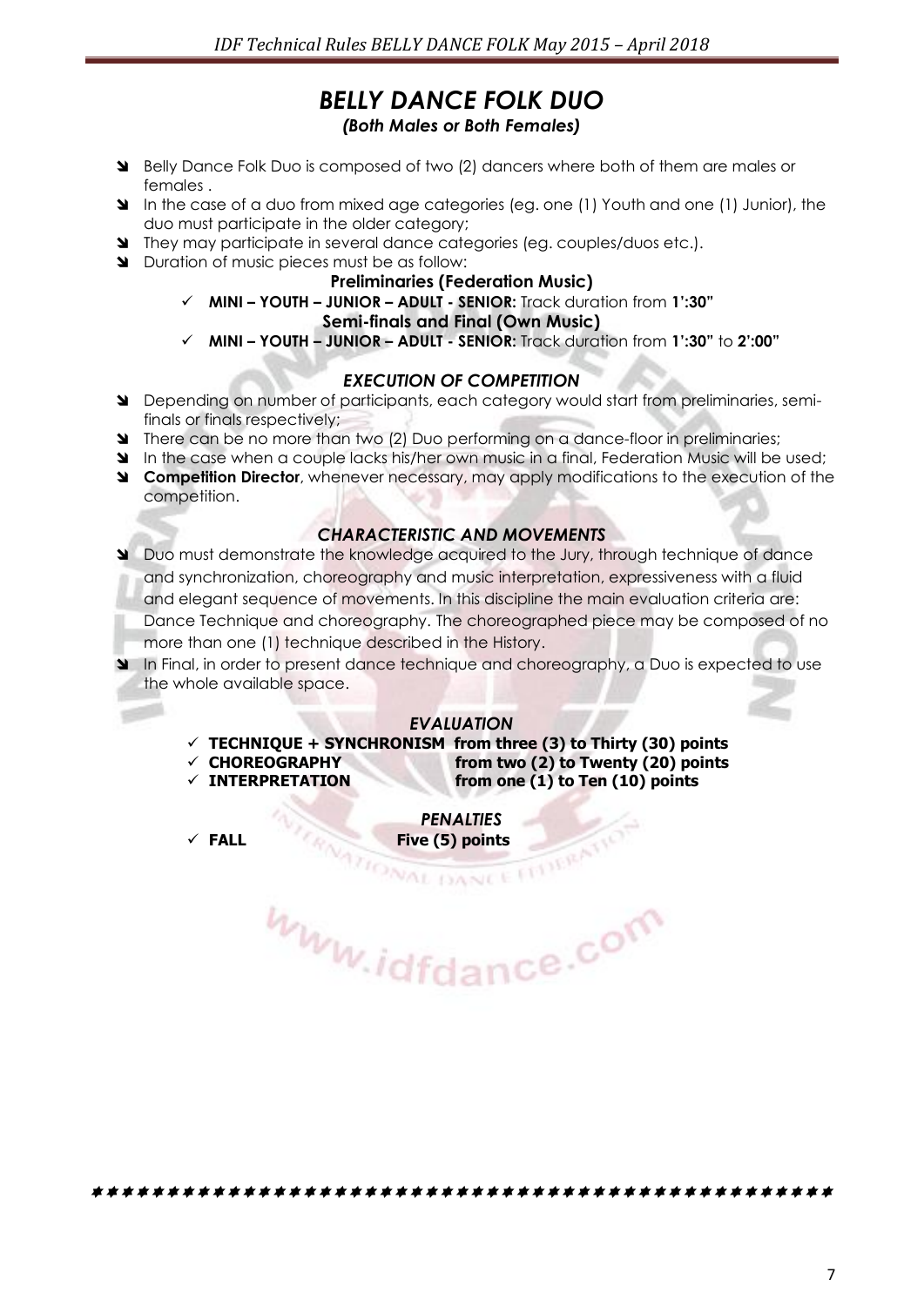## *BELLY DANCE FOLK DUO*

### *(Both Males or Both Females)*

- Belly Dance Folk Duo is composed of two (2) dancers where both of them are males or females .
- In the case of a duo from mixed age categories (eg. one (1) Youth and one (1) Junior), the duo must participate in the older category;
- They may participate in several dance categories (eg. couples/duos etc.).
- Duration of music pieces must be as follow:

**Preliminaries (Federation Music)**

- ✓ **MINI – YOUTH – JUNIOR – ADULT - SENIOR:** Track duration from **1':30"**

**Semi-finals and Final (Own Music)**

- ✓ **MINI – YOUTH – JUNIOR – ADULT - SENIOR:** Track duration from **1':30"** to **2':00"**

### *EXECUTION OF COMPETITION*

- Depending on number of participants, each category would start from preliminaries, semi-finals or finals respectively;
- There can be no more than two (2) Duo performing on a dance-floor in preliminaries;
- In the case when a couple lacks his/her own music in a final, Federation Music will be used;
- **Competition Director**, whenever necessary, may apply modifications to the execution of the competition.

### *CHARACTERISTIC AND MOVEMENTS*

- Duo must demonstrate the knowledge acquired to the Jury, through technique of dance and synchronization, choreography and music interpretation, expressiveness with a fluid and elegant sequence of movements. In this discipline the main evaluation criteria are: Dance Technique and choreography. The choreographed piece may be composed of no more than one (1) technique described in the History.
- In Final, in order to present dance technique and choreography, a Duo is expected to use the whole available space.

### *EVALUATION*

- ✓ **TECHNIQUE + SYNCHRONISM from three (3) to Thirty (30) points**
- ✓ **CHOREOGRAPHY from two (2) to Twenty (20) points**
- ✓ **INTERPRETATION from one (1) to Ten (10) points**

### *PENALTIES*

- ✓ **FALL Five (5) points**

\*\*\*\*\*\*\*\*\*\*\*\*\*\*\*\*\*\*\*\*\*\*\*\*\*\*\*\*\*\*\*\*\*\*\*\*\*\*\*\*\*\*\*\*\*\*\*\*\*\*\*\*\*\*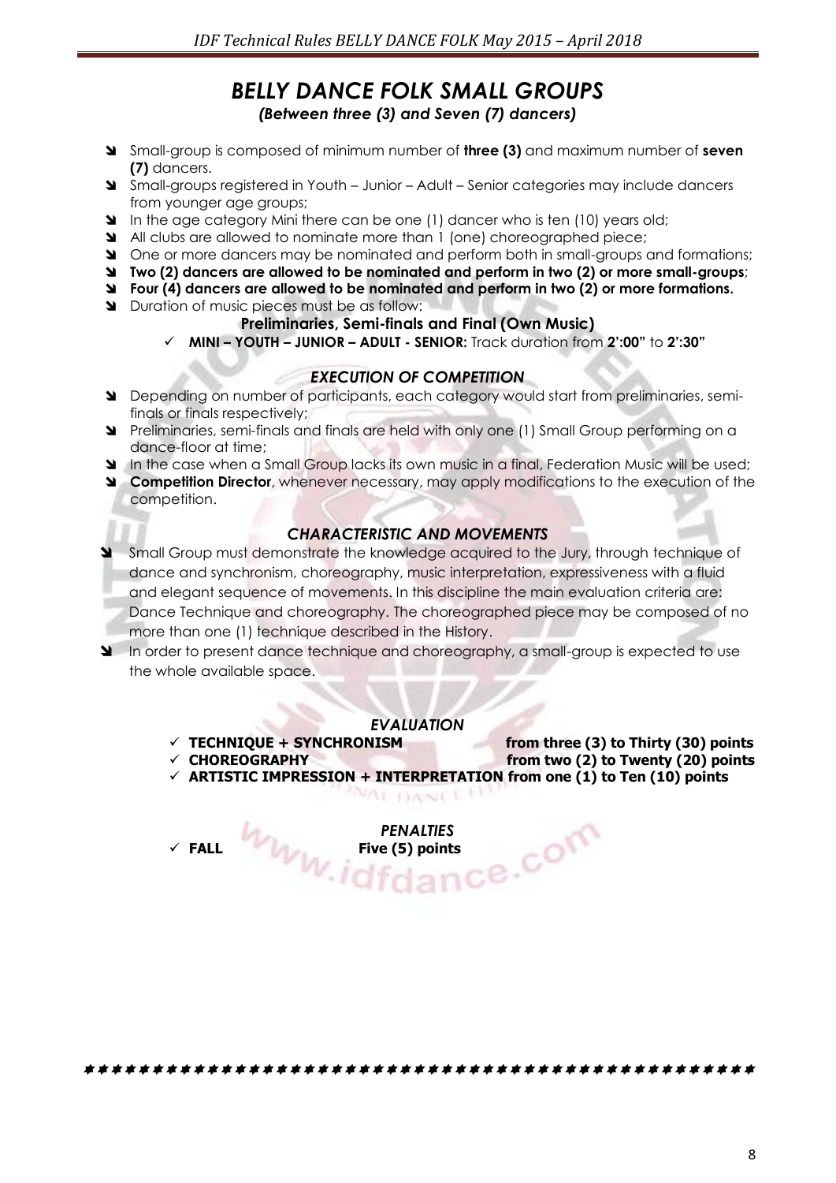# *BELLY DANCE FOLK SMALL GROUPS*

***(Between three (3) and Seven (7) dancers)***

- Small-group is composed of minimum number of **three (3)** and maximum number of **seven (7)** dancers.
- Small-groups registered in Youth – Junior – Adult – Senior categories may include dancers from younger age groups;
- In the age category Mini there can be one (1) dancer who is ten (10) years old;
- All clubs are allowed to nominate more than 1 (one) choreographed piece;
- One or more dancers may be nominated and perform both in small-groups and formations;
- **Two (2) dancers are allowed to be nominated and perform in two (2) or more small-groups**;
- **Four (4) dancers are allowed to be nominated and perform in two (2) or more formations.**
- Duration of music pieces must be as follow:

**Preliminaries, Semi-finals and Final (Own Music)**

- ✓ **MINI – YOUTH – JUNIOR – ADULT - SENIOR:** Track duration from **2':00"** to **2':30"**

## *EXECUTION OF COMPETITION*

- Depending on number of participants, each category would start from preliminaries, semi-finals or finals respectively;
- Preliminaries, semi-finals and finals are held with only one (1) Small Group performing on a dance-floor at time;
- In the case when a Small Group lacks its own music in a final, Federation Music will be used;
- **Competition Director**, whenever necessary, may apply modifications to the execution of the competition.

## *CHARACTERISTIC AND MOVEMENTS*

- Small Group must demonstrate the knowledge acquired to the Jury, through technique of dance and synchronism, choreography, music interpretation, expressiveness with a fluid and elegant sequence of movements. In this discipline the main evaluation criteria are: Dance Technique and choreography. The choreographed piece may be composed of no more than one (1) technique described in the History.
- In order to present dance technique and choreography, a small-group is expected to use the whole available space.

## *EVALUATION*

- ✓ **TECHNIQUE + SYNCHRONISM** **from three (3) to Thirty (30) points**
- ✓ **CHOREOGRAPHY** **from two (2) to Twenty (20) points**
- ✓ **ARTISTIC IMPRESSION + INTERPRETATION from one (1) to Ten (10) points**

## *PENALTIES*

- ✓ **FALL** **Five (5) points**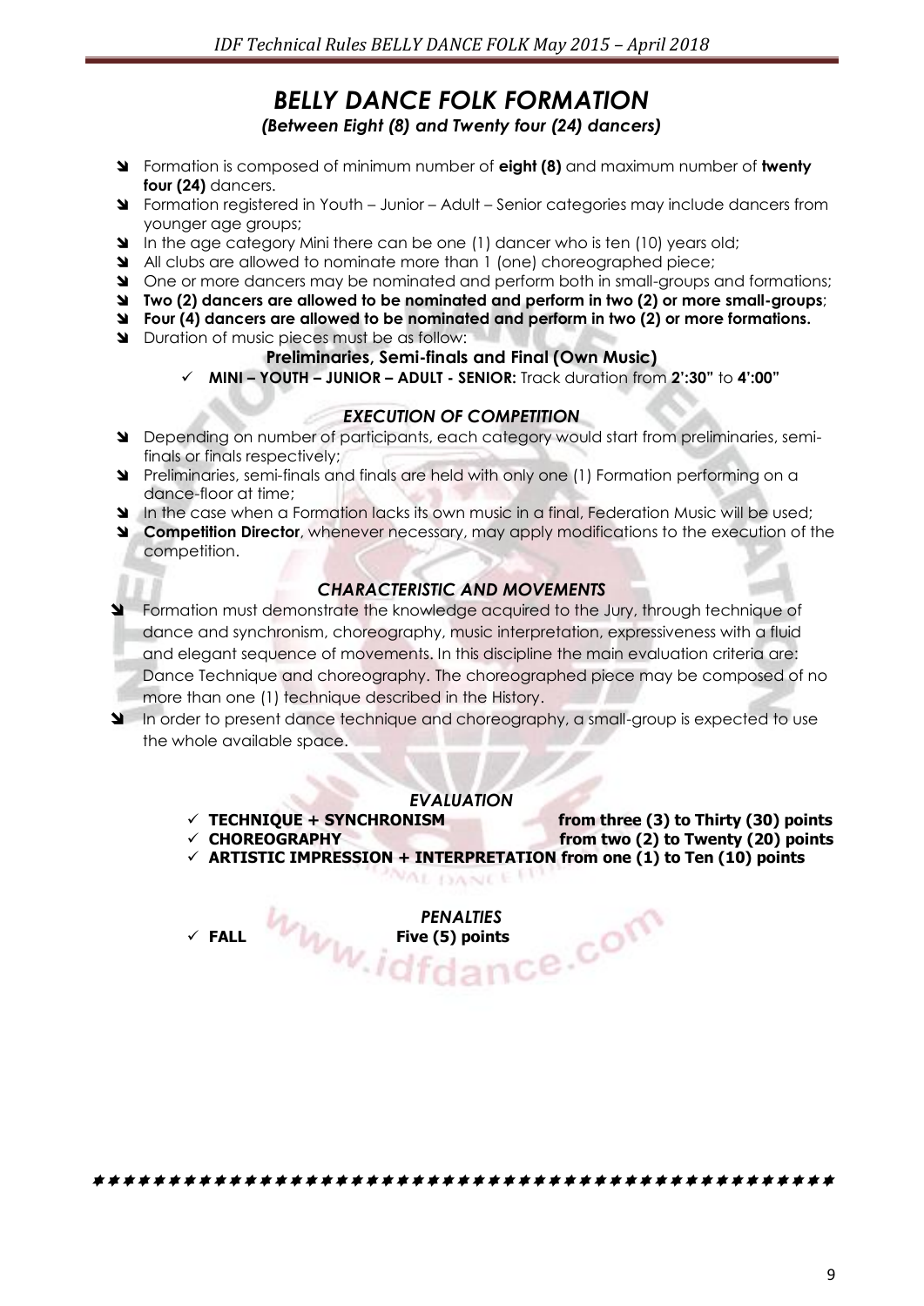# *BELLY DANCE FOLK FORMATION*

***(Between Eight (8) and Twenty four (24) dancers)***

- Formation is composed of minimum number of **eight (8)** and maximum number of **twenty four (24)** dancers.
- Formation registered in Youth – Junior – Adult – Senior categories may include dancers from younger age groups;
- In the age category Mini there can be one (1) dancer who is ten (10) years old;
- All clubs are allowed to nominate more than 1 (one) choreographed piece;
- One or more dancers may be nominated and perform both in small-groups and formations;
- **Two (2) dancers are allowed to be nominated and perform in two (2) or more small-groups**;
- **Four (4) dancers are allowed to be nominated and perform in two (2) or more formations.**
- Duration of music pieces must be as follow:

**Preliminaries, Semi-finals and Final (Own Music)**

- ✓ **MINI – YOUTH – JUNIOR – ADULT - SENIOR:** Track duration from **2':30"** to **4':00"**

## *EXECUTION OF COMPETITION*

- Depending on number of participants, each category would start from preliminaries, semi-finals or finals respectively;
- Preliminaries, semi-finals and finals are held with only one (1) Formation performing on a dance-floor at time;
- In the case when a Formation lacks its own music in a final, Federation Music will be used;
- **Competition Director**, whenever necessary, may apply modifications to the execution of the competition.

## *CHARACTERISTIC AND MOVEMENTS*

- Formation must demonstrate the knowledge acquired to the Jury, through technique of dance and synchronism, choreography, music interpretation, expressiveness with a fluid and elegant sequence of movements. In this discipline the main evaluation criteria are: Dance Technique and choreography. The choreographed piece may be composed of no more than one (1) technique described in the History.
- In order to present dance technique and choreography, a small-group is expected to use the whole available space.

## *EVALUATION*

- ✓ **TECHNIQUE + SYNCHRONISM** **from three (3) to Thirty (30) points**
- ✓ **CHOREOGRAPHY** **from two (2) to Twenty (20) points**
- ✓ **ARTISTIC IMPRESSION + INTERPRETATION from one (1) to Ten (10) points**

## *PENALTIES*

- ✓ **FALL** **Five (5) points**